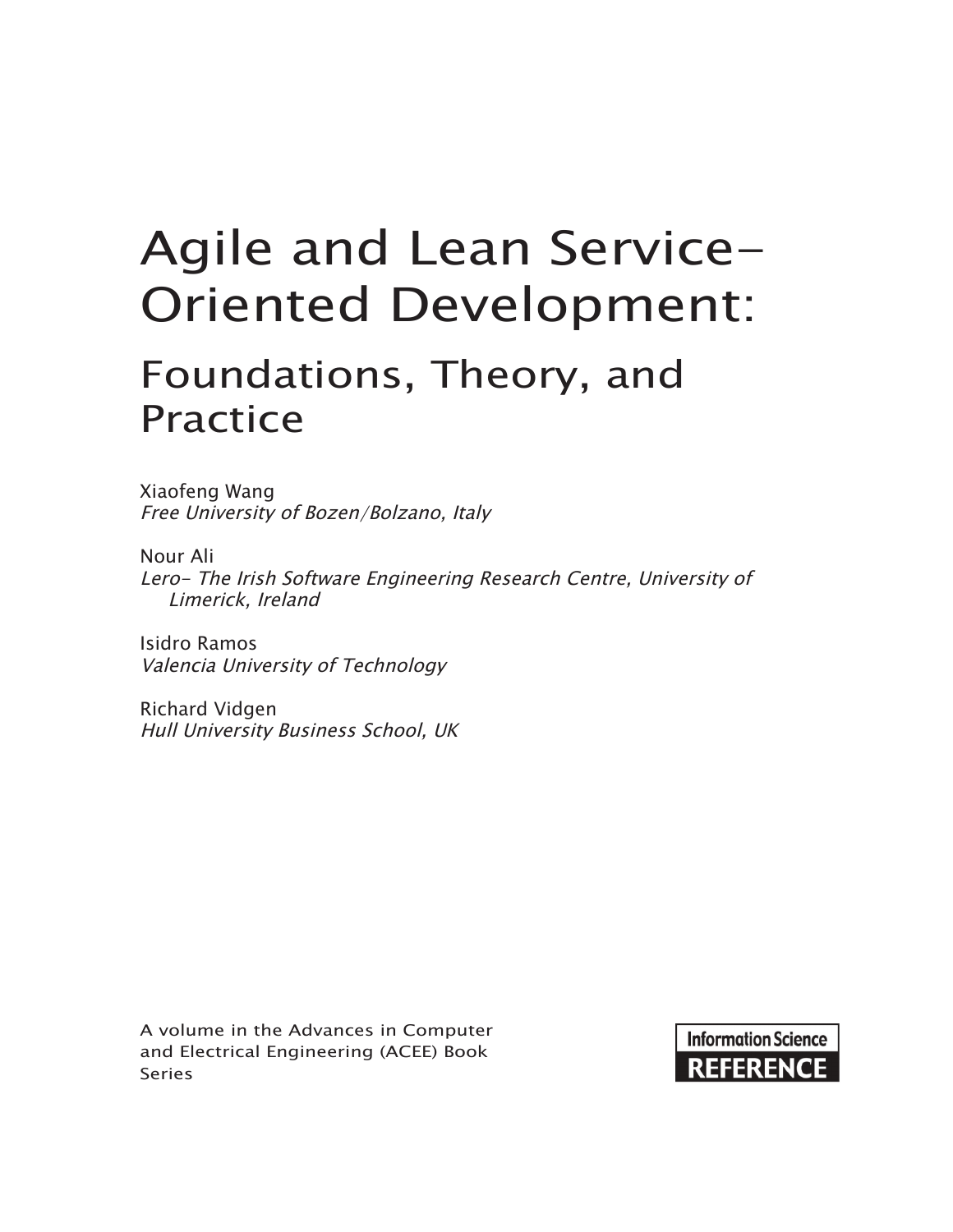# Agile and Lean Service-Oriented Development:

## Foundations, Theory, and Practice

Xiaofeng Wang
*Free University of Bozen/Bolzano, Italy*

Nour Ali
*Lero- The Irish Software Engineering Research Centre, University of Limerick, Ireland*

Isidro Ramos
*Valencia University of Technology*

Richard Vidgen
*Hull University Business School, UK*

A volume in the Advances in Computer and Electrical Engineering (ACEE) Book Series

**Information Science REFERENCE**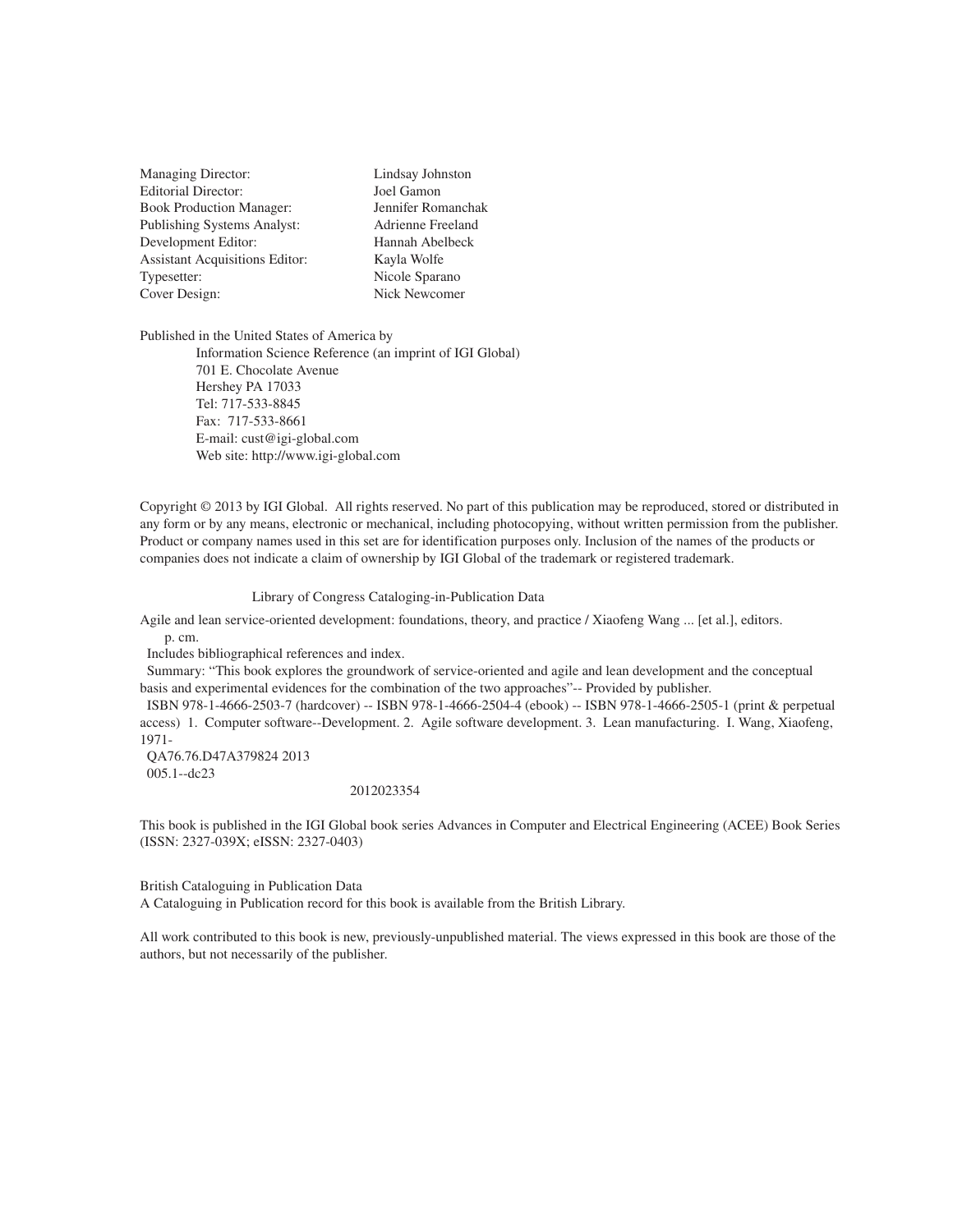| | |
|---|---|
| Managing Director: | Lindsay Johnston |
| Editorial Director: | Joel Gamon |
| Book Production Manager: | Jennifer Romanchak |
| Publishing Systems Analyst: | Adrienne Freeland |
| Development Editor: | Hannah Abelbeck |
| Assistant Acquisitions Editor: | Kayla Wolfe |
| Typesetter: | Nicole Sparano |
| Cover Design: | Nick Newcomer |

Published in the United States of America by

Information Science Reference (an imprint of IGI Global)
701 E. Chocolate Avenue
Hershey PA 17033
Tel: 717-533-8845
Fax: 717-533-8661
E-mail: cust@igi-global.com
Web site: http://www.igi-global.com

Copyright © 2013 by IGI Global. All rights reserved. No part of this publication may be reproduced, stored or distributed in any form or by any means, electronic or mechanical, including photocopying, without written permission from the publisher. Product or company names used in this set are for identification purposes only. Inclusion of the names of the products or companies does not indicate a claim of ownership by IGI Global of the trademark or registered trademark.

Library of Congress Cataloging-in-Publication Data

Agile and lean service-oriented development: foundations, theory, and practice / Xiaofeng Wang ... [et al.], editors.
p. cm.
Includes bibliographical references and index.
Summary: "This book explores the groundwork of service-oriented and agile and lean development and the conceptual basis and experimental evidences for the combination of the two approaches"-- Provided by publisher.
ISBN 978-1-4666-2503-7 (hardcover) -- ISBN 978-1-4666-2504-4 (ebook) -- ISBN 978-1-4666-2505-1 (print & perpetual access) 1. Computer software--Development. 2. Agile software development. 3. Lean manufacturing. I. Wang, Xiaofeng, 1971-
QA76.76.D47A379824 2013
005.1--dc23

2012023354

This book is published in the IGI Global book series Advances in Computer and Electrical Engineering (ACEE) Book Series (ISSN: 2327-039X; eISSN: 2327-0403)

British Cataloguing in Publication Data
A Cataloguing in Publication record for this book is available from the British Library.

All work contributed to this book is new, previously-unpublished material. The views expressed in this book are those of the authors, but not necessarily of the publisher.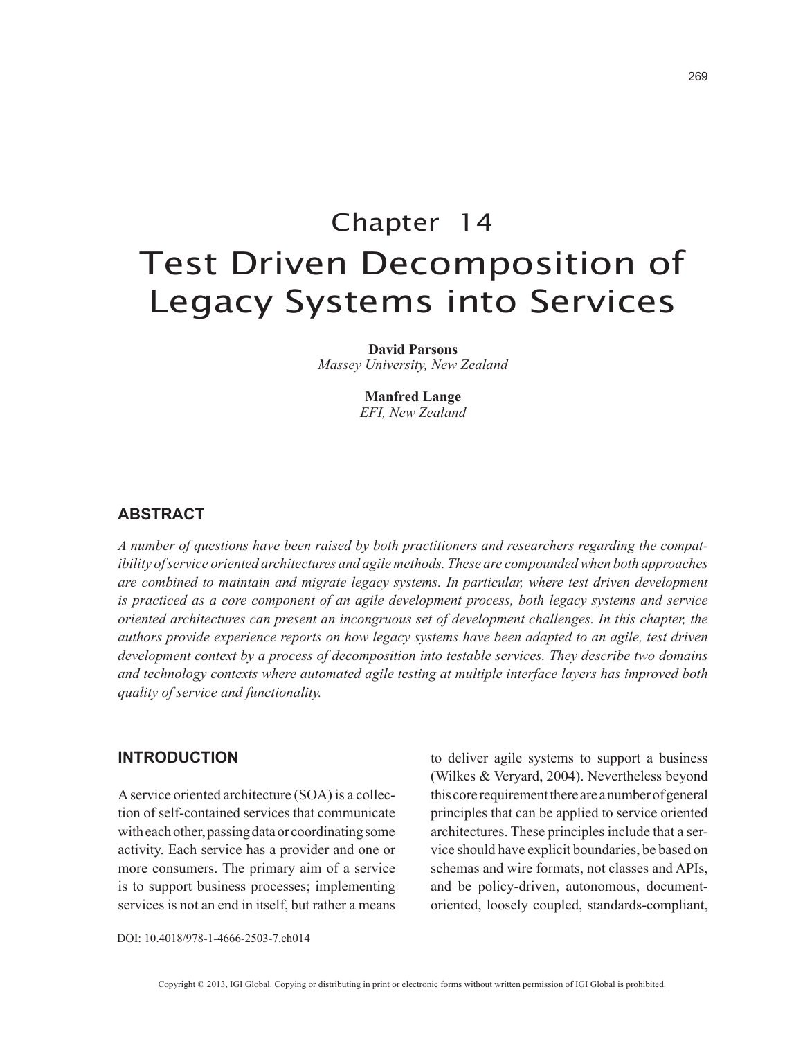# Chapter 14
# Test Driven Decomposition of Legacy Systems into Services

**David Parsons**
*Massey University, New Zealand*

**Manfred Lange**
*EFI, New Zealand*

## ABSTRACT

*A number of questions have been raised by both practitioners and researchers regarding the compatibility of service oriented architectures and agile methods. These are compounded when both approaches are combined to maintain and migrate legacy systems. In particular, where test driven development is practiced as a core component of an agile development process, both legacy systems and service oriented architectures can present an incongruous set of development challenges. In this chapter, the authors provide experience reports on how legacy systems have been adapted to an agile, test driven development context by a process of decomposition into testable services. They describe two domains and technology contexts where automated agile testing at multiple interface layers has improved both quality of service and functionality.*

## INTRODUCTION

A service oriented architecture (SOA) is a collection of self-contained services that communicate with each other, passing data or coordinating some activity. Each service has a provider and one or more consumers. The primary aim of a service is to support business processes; implementing services is not an end in itself, but rather a means to deliver agile systems to support a business (Wilkes & Veryard, 2004). Nevertheless beyond this core requirement there are a number of general principles that can be applied to service oriented architectures. These principles include that a service should have explicit boundaries, be based on schemas and wire formats, not classes and APIs, and be policy-driven, autonomous, document-oriented, loosely coupled, standards-compliant,

DOI: 10.4018/978-1-4666-2503-7.ch014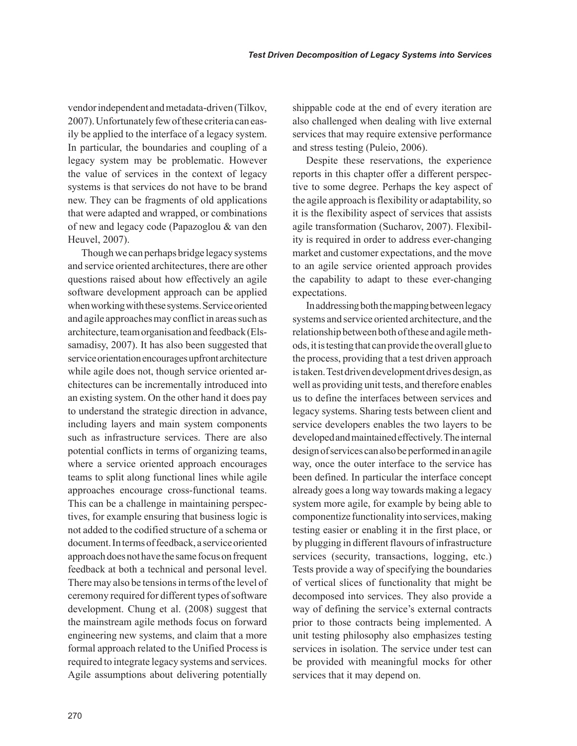vendor independent and metadata-driven (Tilkov, 2007). Unfortunately few of these criteria can easily be applied to the interface of a legacy system. In particular, the boundaries and coupling of a legacy system may be problematic. However the value of services in the context of legacy systems is that services do not have to be brand new. They can be fragments of old applications that were adapted and wrapped, or combinations of new and legacy code (Papazoglou & van den Heuvel, 2007).

Though we can perhaps bridge legacy systems and service oriented architectures, there are other questions raised about how effectively an agile software development approach can be applied when working with these systems. Service oriented and agile approaches may conflict in areas such as architecture, team organisation and feedback (Elssamadisy, 2007). It has also been suggested that service orientation encourages upfront architecture while agile does not, though service oriented architectures can be incrementally introduced into an existing system. On the other hand it does pay to understand the strategic direction in advance, including layers and main system components such as infrastructure services. There are also potential conflicts in terms of organizing teams, where a service oriented approach encourages teams to split along functional lines while agile approaches encourage cross-functional teams. This can be a challenge in maintaining perspectives, for example ensuring that business logic is not added to the codified structure of a schema or document. In terms of feedback, a service oriented approach does not have the same focus on frequent feedback at both a technical and personal level. There may also be tensions in terms of the level of ceremony required for different types of software development. Chung et al. (2008) suggest that the mainstream agile methods focus on forward engineering new systems, and claim that a more formal approach related to the Unified Process is required to integrate legacy systems and services. Agile assumptions about delivering potentially shippable code at the end of every iteration are also challenged when dealing with live external services that may require extensive performance and stress testing (Puleio, 2006).

Despite these reservations, the experience reports in this chapter offer a different perspective to some degree. Perhaps the key aspect of the agile approach is flexibility or adaptability, so it is the flexibility aspect of services that assists agile transformation (Sucharov, 2007). Flexibility is required in order to address ever-changing market and customer expectations, and the move to an agile service oriented approach provides the capability to adapt to these ever-changing expectations.

In addressing both the mapping between legacy systems and service oriented architecture, and the relationship between both of these and agile methods, it is testing that can provide the overall glue to the process, providing that a test driven approach is taken. Test driven development drives design, as well as providing unit tests, and therefore enables us to define the interfaces between services and legacy systems. Sharing tests between client and service developers enables the two layers to be developed and maintained effectively. The internal design of services can also be performed in an agile way, once the outer interface to the service has been defined. In particular the interface concept already goes a long way towards making a legacy system more agile, for example by being able to componentize functionality into services, making testing easier or enabling it in the first place, or by plugging in different flavours of infrastructure services (security, transactions, logging, etc.) Tests provide a way of specifying the boundaries of vertical slices of functionality that might be decomposed into services. They also provide a way of defining the service's external contracts prior to those contracts being implemented. A unit testing philosophy also emphasizes testing services in isolation. The service under test can be provided with meaningful mocks for other services that it may depend on.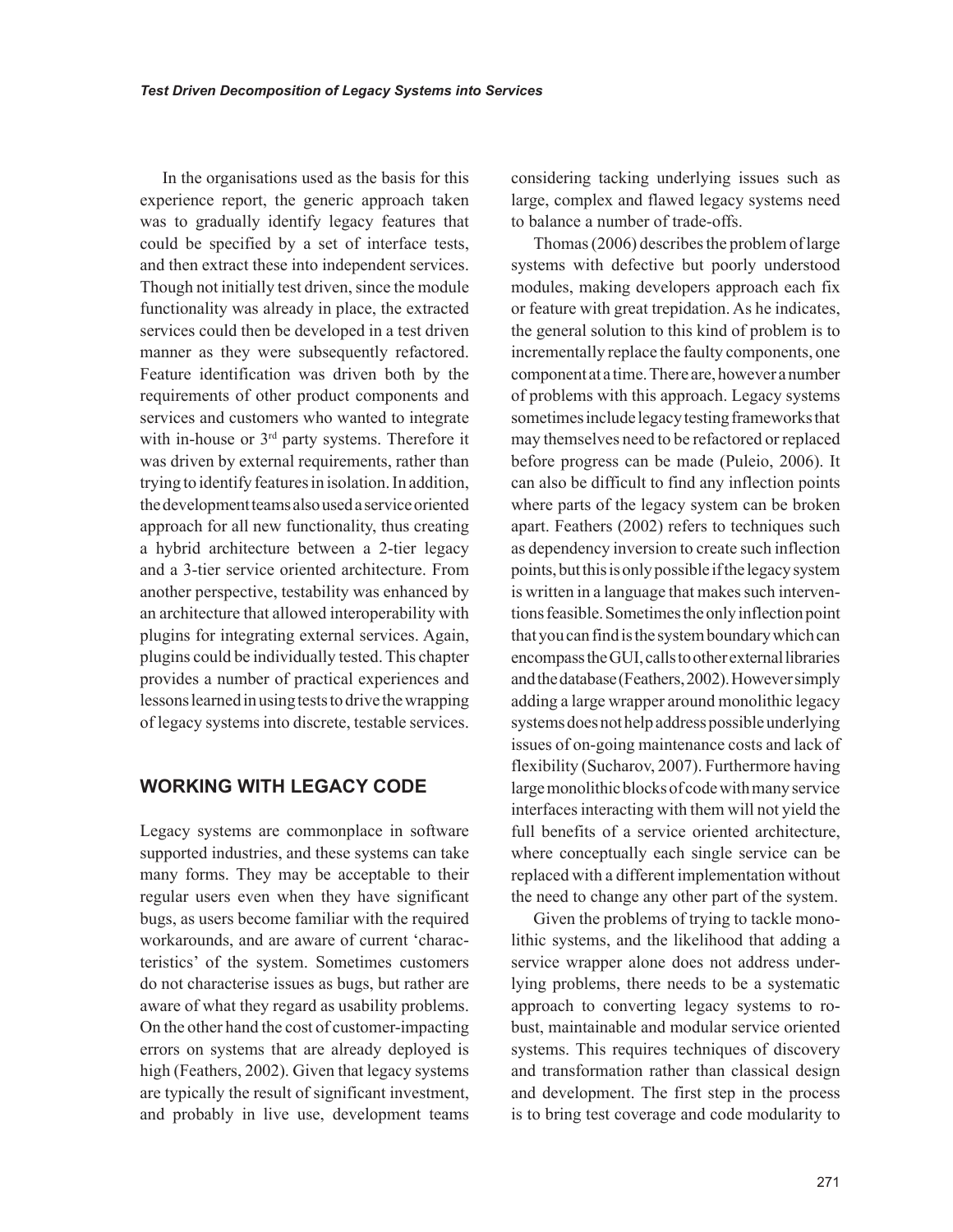In the organisations used as the basis for this experience report, the generic approach taken was to gradually identify legacy features that could be specified by a set of interface tests, and then extract these into independent services. Though not initially test driven, since the module functionality was already in place, the extracted services could then be developed in a test driven manner as they were subsequently refactored. Feature identification was driven both by the requirements of other product components and services and customers who wanted to integrate with in-house or 3rd party systems. Therefore it was driven by external requirements, rather than trying to identify features in isolation. In addition, the development teams also used a service oriented approach for all new functionality, thus creating a hybrid architecture between a 2-tier legacy and a 3-tier service oriented architecture. From another perspective, testability was enhanced by an architecture that allowed interoperability with plugins for integrating external services. Again, plugins could be individually tested. This chapter provides a number of practical experiences and lessons learned in using tests to drive the wrapping of legacy systems into discrete, testable services.

## WORKING WITH LEGACY CODE

Legacy systems are commonplace in software supported industries, and these systems can take many forms. They may be acceptable to their regular users even when they have significant bugs, as users become familiar with the required workarounds, and are aware of current 'characteristics' of the system. Sometimes customers do not characterise issues as bugs, but rather are aware of what they regard as usability problems. On the other hand the cost of customer-impacting errors on systems that are already deployed is high (Feathers, 2002). Given that legacy systems are typically the result of significant investment, and probably in live use, development teams considering tacking underlying issues such as large, complex and flawed legacy systems need to balance a number of trade-offs.

Thomas (2006) describes the problem of large systems with defective but poorly understood modules, making developers approach each fix or feature with great trepidation. As he indicates, the general solution to this kind of problem is to incrementally replace the faulty components, one component at a time. There are, however a number of problems with this approach. Legacy systems sometimes include legacy testing frameworks that may themselves need to be refactored or replaced before progress can be made (Puleio, 2006). It can also be difficult to find any inflection points where parts of the legacy system can be broken apart. Feathers (2002) refers to techniques such as dependency inversion to create such inflection points, but this is only possible if the legacy system is written in a language that makes such interventions feasible. Sometimes the only inflection point that you can find is the system boundary which can encompass the GUI, calls to other external libraries and the database (Feathers, 2002). However simply adding a large wrapper around monolithic legacy systems does not help address possible underlying issues of on-going maintenance costs and lack of flexibility (Sucharov, 2007). Furthermore having large monolithic blocks of code with many service interfaces interacting with them will not yield the full benefits of a service oriented architecture, where conceptually each single service can be replaced with a different implementation without the need to change any other part of the system.

Given the problems of trying to tackle monolithic systems, and the likelihood that adding a service wrapper alone does not address underlying problems, there needs to be a systematic approach to converting legacy systems to robust, maintainable and modular service oriented systems. This requires techniques of discovery and transformation rather than classical design and development. The first step in the process is to bring test coverage and code modularity to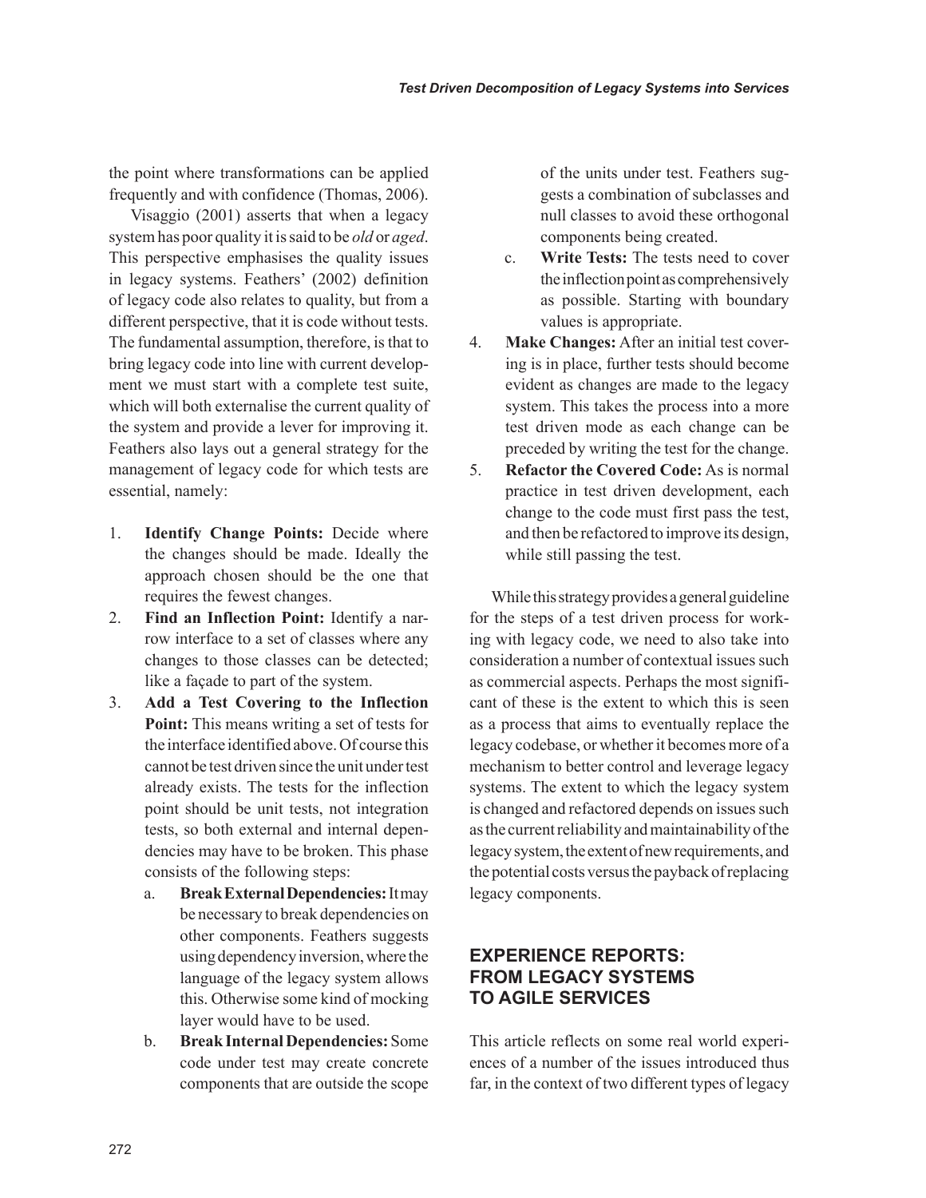the point where transformations can be applied frequently and with confidence (Thomas, 2006).

Visaggio (2001) asserts that when a legacy system has poor quality it is said to be *old* or *aged*. This perspective emphasises the quality issues in legacy systems. Feathers' (2002) definition of legacy code also relates to quality, but from a different perspective, that it is code without tests. The fundamental assumption, therefore, is that to bring legacy code into line with current development we must start with a complete test suite, which will both externalise the current quality of the system and provide a lever for improving it. Feathers also lays out a general strategy for the management of legacy code for which tests are essential, namely:

1. **Identify Change Points:** Decide where the changes should be made. Ideally the approach chosen should be the one that requires the fewest changes.
2. **Find an Inflection Point:** Identify a narrow interface to a set of classes where any changes to those classes can be detected; like a façade to part of the system.
3. **Add a Test Covering to the Inflection Point:** This means writing a set of tests for the interface identified above. Of course this cannot be test driven since the unit under test already exists. The tests for the inflection point should be unit tests, not integration tests, so both external and internal dependencies may have to be broken. This phase consists of the following steps:
    a. **Break External Dependencies:** It may be necessary to break dependencies on other components. Feathers suggests using dependency inversion, where the language of the legacy system allows this. Otherwise some kind of mocking layer would have to be used.
    b. **Break Internal Dependencies:** Some code under test may create concrete components that are outside the scope of the units under test. Feathers suggests a combination of subclasses and null classes to avoid these orthogonal components being created.
    c. **Write Tests:** The tests need to cover the inflection point as comprehensively as possible. Starting with boundary values is appropriate.
4. **Make Changes:** After an initial test covering is in place, further tests should become evident as changes are made to the legacy system. This takes the process into a more test driven mode as each change can be preceded by writing the test for the change.
5. **Refactor the Covered Code:** As is normal practice in test driven development, each change to the code must first pass the test, and then be refactored to improve its design, while still passing the test.

While this strategy provides a general guideline for the steps of a test driven process for working with legacy code, we need to also take into consideration a number of contextual issues such as commercial aspects. Perhaps the most significant of these is the extent to which this is seen as a process that aims to eventually replace the legacy codebase, or whether it becomes more of a mechanism to better control and leverage legacy systems. The extent to which the legacy system is changed and refactored depends on issues such as the current reliability and maintainability of the legacy system, the extent of new requirements, and the potential costs versus the payback of replacing legacy components.

## EXPERIENCE REPORTS: FROM LEGACY SYSTEMS TO AGILE SERVICES

This article reflects on some real world experiences of a number of the issues introduced thus far, in the context of two different types of legacy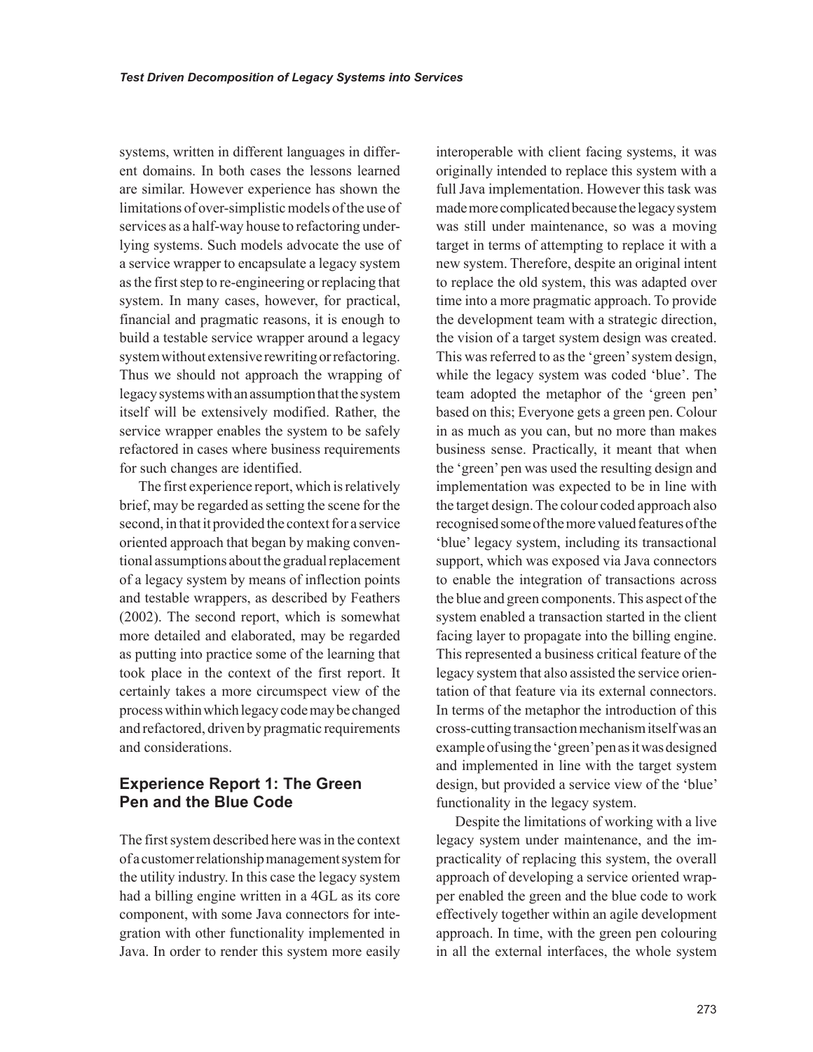systems, written in different languages in different domains. In both cases the lessons learned are similar. However experience has shown the limitations of over-simplistic models of the use of services as a half-way house to refactoring underlying systems. Such models advocate the use of a service wrapper to encapsulate a legacy system as the first step to re-engineering or replacing that system. In many cases, however, for practical, financial and pragmatic reasons, it is enough to build a testable service wrapper around a legacy system without extensive rewriting or refactoring. Thus we should not approach the wrapping of legacy systems with an assumption that the system itself will be extensively modified. Rather, the service wrapper enables the system to be safely refactored in cases where business requirements for such changes are identified.

The first experience report, which is relatively brief, may be regarded as setting the scene for the second, in that it provided the context for a service oriented approach that began by making conventional assumptions about the gradual replacement of a legacy system by means of inflection points and testable wrappers, as described by Feathers (2002). The second report, which is somewhat more detailed and elaborated, may be regarded as putting into practice some of the learning that took place in the context of the first report. It certainly takes a more circumspect view of the process within which legacy code may be changed and refactored, driven by pragmatic requirements and considerations.

## Experience Report 1: The Green Pen and the Blue Code

The first system described here was in the context of a customer relationship management system for the utility industry. In this case the legacy system had a billing engine written in a 4GL as its core component, with some Java connectors for integration with other functionality implemented in Java. In order to render this system more easily interoperable with client facing systems, it was originally intended to replace this system with a full Java implementation. However this task was made more complicated because the legacy system was still under maintenance, so was a moving target in terms of attempting to replace it with a new system. Therefore, despite an original intent to replace the old system, this was adapted over time into a more pragmatic approach. To provide the development team with a strategic direction, the vision of a target system design was created. This was referred to as the 'green' system design, while the legacy system was coded 'blue'. The team adopted the metaphor of the 'green pen' based on this; Everyone gets a green pen. Colour in as much as you can, but no more than makes business sense. Practically, it meant that when the 'green' pen was used the resulting design and implementation was expected to be in line with the target design. The colour coded approach also recognised some of the more valued features of the 'blue' legacy system, including its transactional support, which was exposed via Java connectors to enable the integration of transactions across the blue and green components. This aspect of the system enabled a transaction started in the client facing layer to propagate into the billing engine. This represented a business critical feature of the legacy system that also assisted the service orientation of that feature via its external connectors. In terms of the metaphor the introduction of this cross-cutting transaction mechanism itself was an example of using the 'green' pen as it was designed and implemented in line with the target system design, but provided a service view of the 'blue' functionality in the legacy system.

Despite the limitations of working with a live legacy system under maintenance, and the impracticality of replacing this system, the overall approach of developing a service oriented wrapper enabled the green and the blue code to work effectively together within an agile development approach. In time, with the green pen colouring in all the external interfaces, the whole system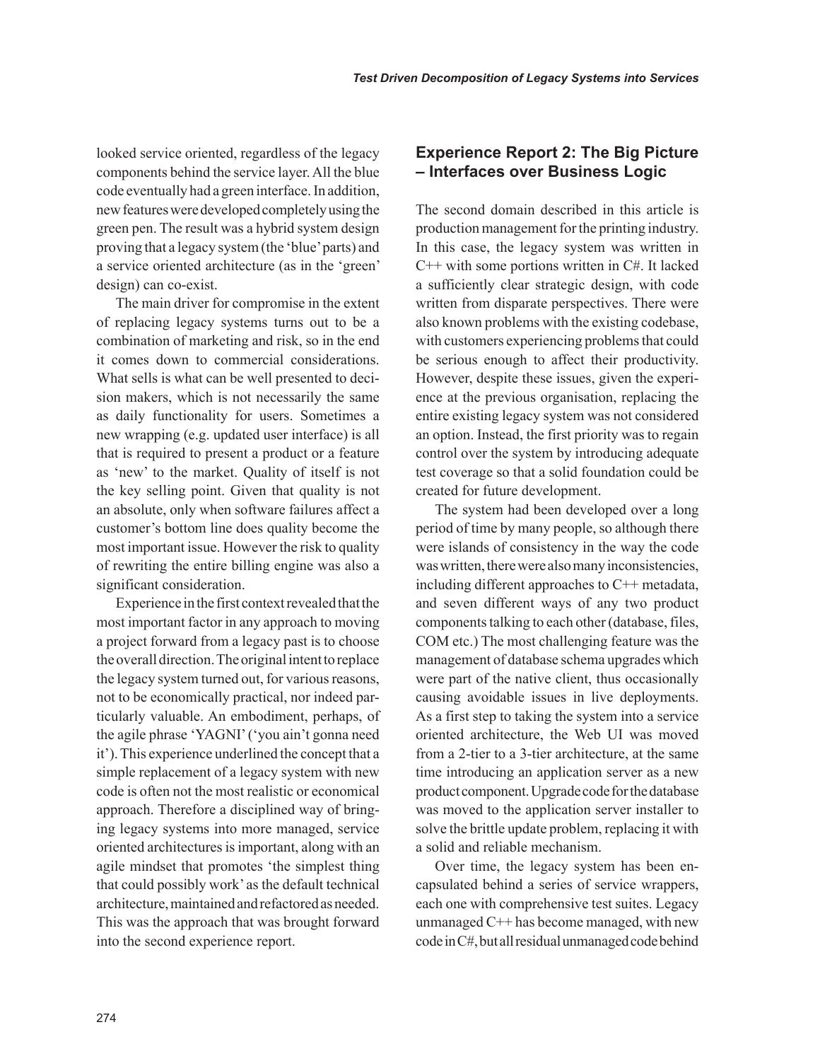looked service oriented, regardless of the legacy components behind the service layer. All the blue code eventually had a green interface. In addition, new features were developed completely using the green pen. The result was a hybrid system design proving that a legacy system (the 'blue' parts) and a service oriented architecture (as in the 'green' design) can co-exist.

The main driver for compromise in the extent of replacing legacy systems turns out to be a combination of marketing and risk, so in the end it comes down to commercial considerations. What sells is what can be well presented to decision makers, which is not necessarily the same as daily functionality for users. Sometimes a new wrapping (e.g. updated user interface) is all that is required to present a product or a feature as 'new' to the market. Quality of itself is not the key selling point. Given that quality is not an absolute, only when software failures affect a customer's bottom line does quality become the most important issue. However the risk to quality of rewriting the entire billing engine was also a significant consideration.

Experience in the first context revealed that the most important factor in any approach to moving a project forward from a legacy past is to choose the overall direction. The original intent to replace the legacy system turned out, for various reasons, not to be economically practical, nor indeed particularly valuable. An embodiment, perhaps, of the agile phrase 'YAGNI' ('you ain't gonna need it'). This experience underlined the concept that a simple replacement of a legacy system with new code is often not the most realistic or economical approach. Therefore a disciplined way of bringing legacy systems into more managed, service oriented architectures is important, along with an agile mindset that promotes 'the simplest thing that could possibly work' as the default technical architecture, maintained and refactored as needed. This was the approach that was brought forward into the second experience report.

## Experience Report 2: The Big Picture – Interfaces over Business Logic

The second domain described in this article is production management for the printing industry. In this case, the legacy system was written in C++ with some portions written in C#. It lacked a sufficiently clear strategic design, with code written from disparate perspectives. There were also known problems with the existing codebase, with customers experiencing problems that could be serious enough to affect their productivity. However, despite these issues, given the experience at the previous organisation, replacing the entire existing legacy system was not considered an option. Instead, the first priority was to regain control over the system by introducing adequate test coverage so that a solid foundation could be created for future development.

The system had been developed over a long period of time by many people, so although there were islands of consistency in the way the code was written, there were also many inconsistencies, including different approaches to C++ metadata, and seven different ways of any two product components talking to each other (database, files, COM etc.) The most challenging feature was the management of database schema upgrades which were part of the native client, thus occasionally causing avoidable issues in live deployments. As a first step to taking the system into a service oriented architecture, the Web UI was moved from a 2-tier to a 3-tier architecture, at the same time introducing an application server as a new product component. Upgrade code for the database was moved to the application server installer to solve the brittle update problem, replacing it with a solid and reliable mechanism.

Over time, the legacy system has been encapsulated behind a series of service wrappers, each one with comprehensive test suites. Legacy unmanaged C++ has become managed, with new code in C#, but all residual unmanaged code behind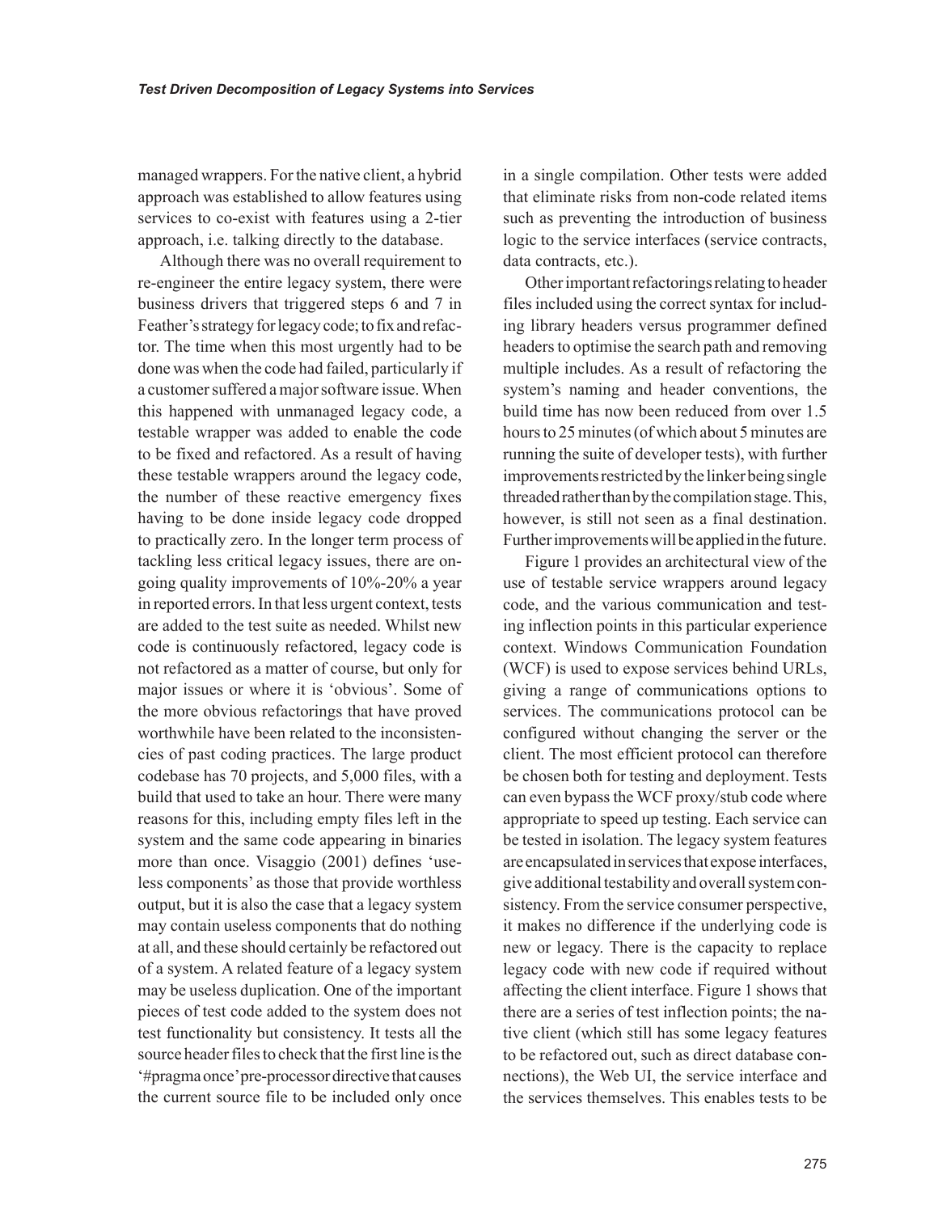managed wrappers. For the native client, a hybrid approach was established to allow features using services to co-exist with features using a 2-tier approach, i.e. talking directly to the database.

Although there was no overall requirement to re-engineer the entire legacy system, there were business drivers that triggered steps 6 and 7 in Feather's strategy for legacy code; to fix and refactor. The time when this most urgently had to be done was when the code had failed, particularly if a customer suffered a major software issue. When this happened with unmanaged legacy code, a testable wrapper was added to enable the code to be fixed and refactored. As a result of having these testable wrappers around the legacy code, the number of these reactive emergency fixes having to be done inside legacy code dropped to practically zero. In the longer term process of tackling less critical legacy issues, there are on-going quality improvements of 10%-20% a year in reported errors. In that less urgent context, tests are added to the test suite as needed. Whilst new code is continuously refactored, legacy code is not refactored as a matter of course, but only for major issues or where it is 'obvious'. Some of the more obvious refactorings that have proved worthwhile have been related to the inconsistencies of past coding practices. The large product codebase has 70 projects, and 5,000 files, with a build that used to take an hour. There were many reasons for this, including empty files left in the system and the same code appearing in binaries more than once. Visaggio (2001) defines 'useless components' as those that provide worthless output, but it is also the case that a legacy system may contain useless components that do nothing at all, and these should certainly be refactored out of a system. A related feature of a legacy system may be useless duplication. One of the important pieces of test code added to the system does not test functionality but consistency. It tests all the source header files to check that the first line is the '#pragma once' pre-processor directive that causes the current source file to be included only once in a single compilation. Other tests were added that eliminate risks from non-code related items such as preventing the introduction of business logic to the service interfaces (service contracts, data contracts, etc.).

Other important refactorings relating to header files included using the correct syntax for including library headers versus programmer defined headers to optimise the search path and removing multiple includes. As a result of refactoring the system's naming and header conventions, the build time has now been reduced from over 1.5 hours to 25 minutes (of which about 5 minutes are running the suite of developer tests), with further improvements restricted by the linker being single threaded rather than by the compilation stage. This, however, is still not seen as a final destination. Further improvements will be applied in the future.

Figure 1 provides an architectural view of the use of testable service wrappers around legacy code, and the various communication and testing inflection points in this particular experience context. Windows Communication Foundation (WCF) is used to expose services behind URLs, giving a range of communications options to services. The communications protocol can be configured without changing the server or the client. The most efficient protocol can therefore be chosen both for testing and deployment. Tests can even bypass the WCF proxy/stub code where appropriate to speed up testing. Each service can be tested in isolation. The legacy system features are encapsulated in services that expose interfaces, give additional testability and overall system consistency. From the service consumer perspective, it makes no difference if the underlying code is new or legacy. There is the capacity to replace legacy code with new code if required without affecting the client interface. Figure 1 shows that there are a series of test inflection points; the native client (which still has some legacy features to be refactored out, such as direct database connections), the Web UI, the service interface and the services themselves. This enables tests to be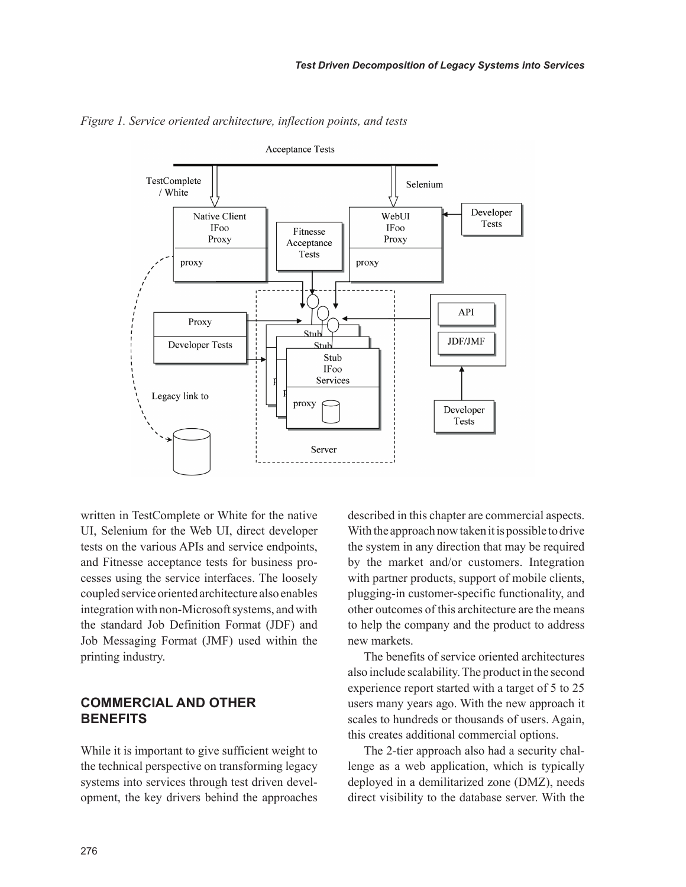*Figure 1. Service oriented architecture, inflection points, and tests*

written in TestComplete or White for the native UI, Selenium for the Web UI, direct developer tests on the various APIs and service endpoints, and Fitnesse acceptance tests for business processes using the service interfaces. The loosely coupled service oriented architecture also enables integration with non-Microsoft systems, and with the standard Job Definition Format (JDF) and Job Messaging Format (JMF) used within the printing industry.

## COMMERCIAL AND OTHER BENEFITS

While it is important to give sufficient weight to the technical perspective on transforming legacy systems into services through test driven development, the key drivers behind the approaches described in this chapter are commercial aspects. With the approach now taken it is possible to drive the system in any direction that may be required by the market and/or customers. Integration with partner products, support of mobile clients, plugging-in customer-specific functionality, and other outcomes of this architecture are the means to help the company and the product to address new markets.

The benefits of service oriented architectures also include scalability. The product in the second experience report started with a target of 5 to 25 users many years ago. With the new approach it scales to hundreds or thousands of users. Again, this creates additional commercial options.

The 2-tier approach also had a security challenge as a web application, which is typically deployed in a demilitarized zone (DMZ), needs direct visibility to the database server. With the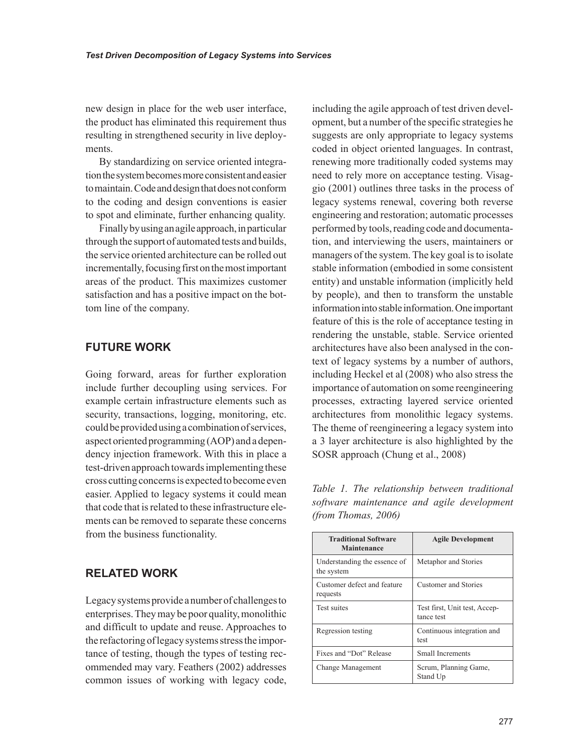new design in place for the web user interface, the product has eliminated this requirement thus resulting in strengthened security in live deployments.

By standardizing on service oriented integration the system becomes more consistent and easier to maintain. Code and design that does not conform to the coding and design conventions is easier to spot and eliminate, further enhancing quality.

Finally by using an agile approach, in particular through the support of automated tests and builds, the service oriented architecture can be rolled out incrementally, focusing first on the most important areas of the product. This maximizes customer satisfaction and has a positive impact on the bottom line of the company.

## FUTURE WORK

Going forward, areas for further exploration include further decoupling using services. For example certain infrastructure elements such as security, transactions, logging, monitoring, etc. could be provided using a combination of services, aspect oriented programming (AOP) and a dependency injection framework. With this in place a test-driven approach towards implementing these cross cutting concerns is expected to become even easier. Applied to legacy systems it could mean that code that is related to these infrastructure elements can be removed to separate these concerns from the business functionality.

## RELATED WORK

Legacy systems provide a number of challenges to enterprises. They may be poor quality, monolithic and difficult to update and reuse. Approaches to the refactoring of legacy systems stress the importance of testing, though the types of testing recommended may vary. Feathers (2002) addresses common issues of working with legacy code, including the agile approach of test driven development, but a number of the specific strategies he suggests are only appropriate to legacy systems coded in object oriented languages. In contrast, renewing more traditionally coded systems may need to rely more on acceptance testing. Visaggio (2001) outlines three tasks in the process of legacy systems renewal, covering both reverse engineering and restoration; automatic processes performed by tools, reading code and documentation, and interviewing the users, maintainers or managers of the system. The key goal is to isolate stable information (embodied in some consistent entity) and unstable information (implicitly held by people), and then to transform the unstable information into stable information. One important feature of this is the role of acceptance testing in rendering the unstable, stable. Service oriented architectures have also been analysed in the context of legacy systems by a number of authors, including Heckel et al (2008) who also stress the importance of automation on some reengineering processes, extracting layered service oriented architectures from monolithic legacy systems. The theme of reengineering a legacy system into a 3 layer architecture is also highlighted by the SOSR approach (Chung et al., 2008)

*Table 1. The relationship between traditional software maintenance and agile development (from Thomas, 2006)*

| Traditional Software Maintenance | Agile Development |
| --- | --- |
| Understanding the essence of the system | Metaphor and Stories |
| Customer defect and feature requests | Customer and Stories |
| Test suites | Test first, Unit test, Acceptance test |
| Regression testing | Continuous integration and test |
| Fixes and “Dot” Release | Small Increments |
| Change Management | Scrum, Planning Game, Stand Up |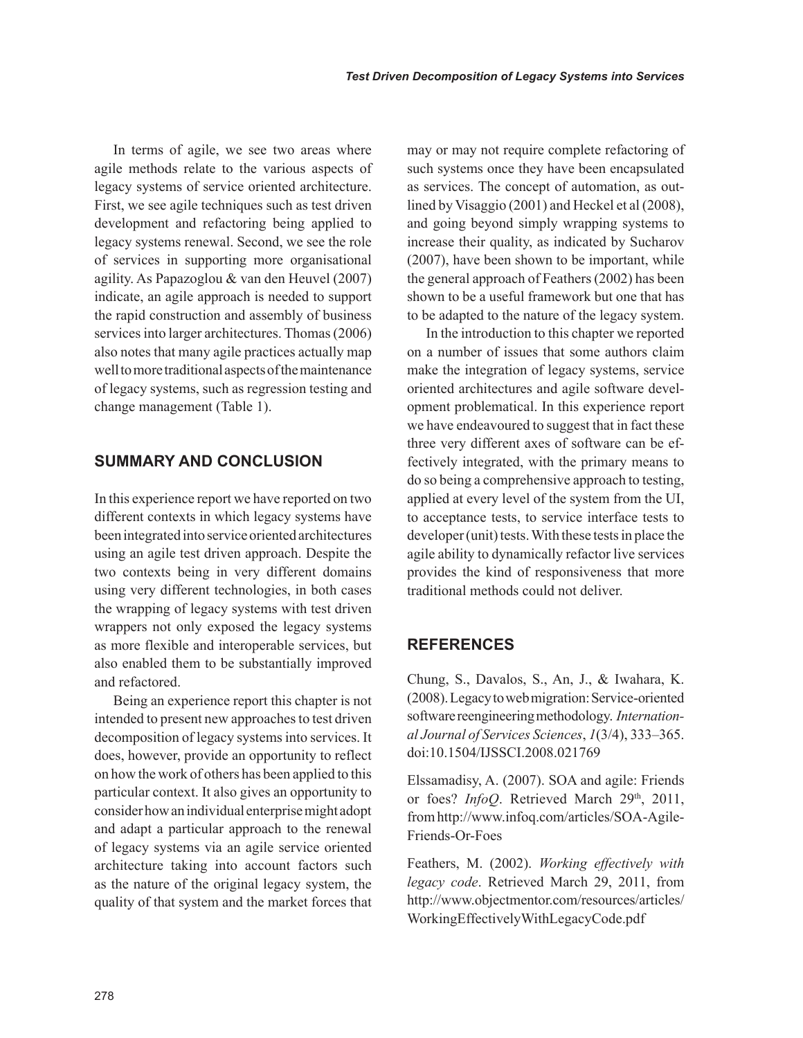In terms of agile, we see two areas where agile methods relate to the various aspects of legacy systems of service oriented architecture. First, we see agile techniques such as test driven development and refactoring being applied to legacy systems renewal. Second, we see the role of services in supporting more organisational agility. As Papazoglou & van den Heuvel (2007) indicate, an agile approach is needed to support the rapid construction and assembly of business services into larger architectures. Thomas (2006) also notes that many agile practices actually map well to more traditional aspects of the maintenance of legacy systems, such as regression testing and change management (Table 1).

## SUMMARY AND CONCLUSION

In this experience report we have reported on two different contexts in which legacy systems have been integrated into service oriented architectures using an agile test driven approach. Despite the two contexts being in very different domains using very different technologies, in both cases the wrapping of legacy systems with test driven wrappers not only exposed the legacy systems as more flexible and interoperable services, but also enabled them to be substantially improved and refactored.

Being an experience report this chapter is not intended to present new approaches to test driven decomposition of legacy systems into services. It does, however, provide an opportunity to reflect on how the work of others has been applied to this particular context. It also gives an opportunity to consider how an individual enterprise might adopt and adapt a particular approach to the renewal of legacy systems via an agile service oriented architecture taking into account factors such as the nature of the original legacy system, the quality of that system and the market forces that may or may not require complete refactoring of such systems once they have been encapsulated as services. The concept of automation, as outlined by Visaggio (2001) and Heckel et al (2008), and going beyond simply wrapping systems to increase their quality, as indicated by Sucharov (2007), have been shown to be important, while the general approach of Feathers (2002) has been shown to be a useful framework but one that has to be adapted to the nature of the legacy system.

In the introduction to this chapter we reported on a number of issues that some authors claim make the integration of legacy systems, service oriented architectures and agile software development problematical. In this experience report we have endeavoured to suggest that in fact these three very different axes of software can be effectively integrated, with the primary means to do so being a comprehensive approach to testing, applied at every level of the system from the UI, to acceptance tests, to service interface tests to developer (unit) tests. With these tests in place the agile ability to dynamically refactor live services provides the kind of responsiveness that more traditional methods could not deliver.

## REFERENCES

Chung, S., Davalos, S., An, J., & Iwahara, K. (2008). Legacy to web migration: Service-oriented software reengineering methodology. *International Journal of Services Sciences*, *1*(3/4), 333–365. doi:10.1504/IJSSCI.2008.021769

Elssamadisy, A. (2007). SOA and agile: Friends or foes? *InfoQ*. Retrieved March 29th, 2011, from http://www.infoq.com/articles/SOA-Agile-Friends-Or-Foes

Feathers, M. (2002). *Working effectively with legacy code*. Retrieved March 29, 2011, from http://www.objectmentor.com/resources/articles/WorkingEffectivelyWithLegacyCode.pdf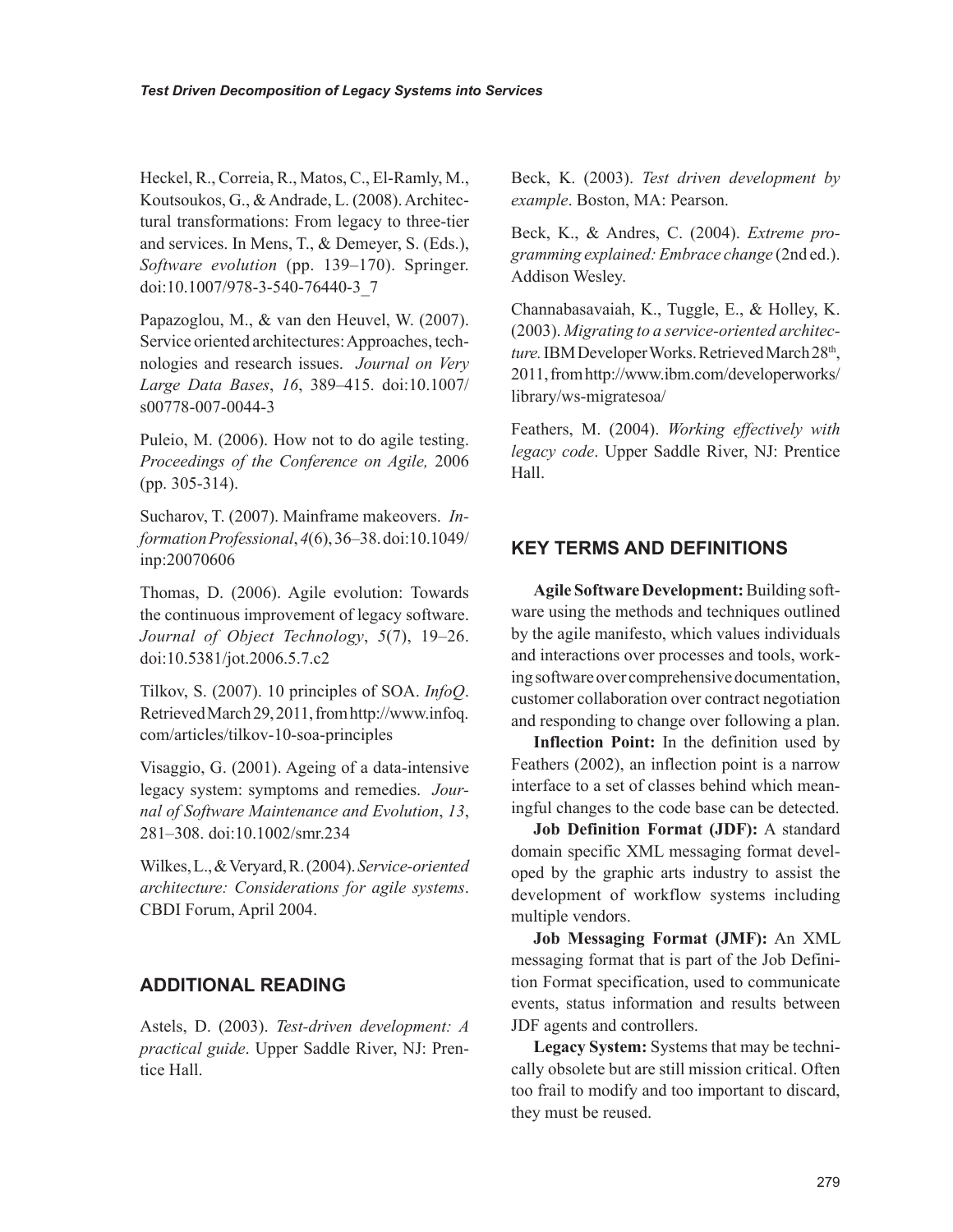Heckel, R., Correia, R., Matos, C., El-Ramly, M., Koutsoukos, G., & Andrade, L. (2008). Architectural transformations: From legacy to three-tier and services. In Mens, T., & Demeyer, S. (Eds.), *Software evolution* (pp. 139–170). Springer. doi:10.1007/978-3-540-76440-3_7

Papazoglou, M., & van den Heuvel, W. (2007). Service oriented architectures: Approaches, technologies and research issues. *Journal on Very Large Data Bases*, *16*, 389–415. doi:10.1007/s00778-007-0044-3

Puleio, M. (2006). How not to do agile testing. *Proceedings of the Conference on Agile,* 2006 (pp. 305-314).

Sucharov, T. (2007). Mainframe makeovers. *Information Professional*, *4*(6), 36–38. doi:10.1049/inp:20070606

Thomas, D. (2006). Agile evolution: Towards the continuous improvement of legacy software. *Journal of Object Technology*, *5*(7), 19–26. doi:10.5381/jot.2006.5.7.c2

Tilkov, S. (2007). 10 principles of SOA. *InfoQ*. Retrieved March 29, 2011, from http://www.infoq.com/articles/tilkov-10-soa-principles

Visaggio, G. (2001). Ageing of a data-intensive legacy system: symptoms and remedies. *Journal of Software Maintenance and Evolution*, *13*, 281–308. doi:10.1002/smr.234

Wilkes, L., & Veryard, R. (2004). *Service-oriented architecture: Considerations for agile systems*. CBDI Forum, April 2004.

## ADDITIONAL READING

Astels, D. (2003). *Test-driven development: A practical guide*. Upper Saddle River, NJ: Prentice Hall.

Beck, K. (2003). *Test driven development by example*. Boston, MA: Pearson.

Beck, K., & Andres, C. (2004). *Extreme programming explained: Embrace change* (2nd ed.). Addison Wesley.

Channabasavaiah, K., Tuggle, E., & Holley, K. (2003). *Migrating to a service-oriented architecture.* IBM Developer Works. Retrieved March 28th, 2011, from http://www.ibm.com/developerworks/library/ws-migratesoa/

Feathers, M. (2004). *Working effectively with legacy code*. Upper Saddle River, NJ: Prentice Hall.

## KEY TERMS AND DEFINITIONS

**Agile Software Development:** Building software using the methods and techniques outlined by the agile manifesto, which values individuals and interactions over processes and tools, working software over comprehensive documentation, customer collaboration over contract negotiation and responding to change over following a plan.

**Inflection Point:** In the definition used by Feathers (2002), an inflection point is a narrow interface to a set of classes behind which meaningful changes to the code base can be detected.

**Job Definition Format (JDF):** A standard domain specific XML messaging format developed by the graphic arts industry to assist the development of workflow systems including multiple vendors.

**Job Messaging Format (JMF):** An XML messaging format that is part of the Job Definition Format specification, used to communicate events, status information and results between JDF agents and controllers.

**Legacy System:** Systems that may be technically obsolete but are still mission critical. Often too frail to modify and too important to discard, they must be reused.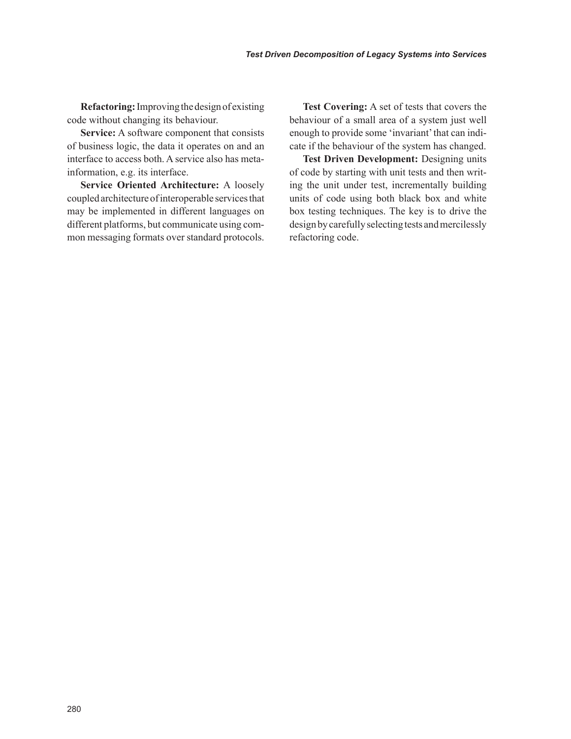**Refactoring:** Improving the design of existing code without changing its behaviour.

**Service:** A software component that consists of business logic, the data it operates on and an interface to access both. A service also has meta-information, e.g. its interface.

**Service Oriented Architecture:** A loosely coupled architecture of interoperable services that may be implemented in different languages on different platforms, but communicate using common messaging formats over standard protocols.

**Test Covering:** A set of tests that covers the behaviour of a small area of a system just well enough to provide some 'invariant' that can indicate if the behaviour of the system has changed.

**Test Driven Development:** Designing units of code by starting with unit tests and then writing the unit under test, incrementally building units of code using both black box and white box testing techniques. The key is to drive the design by carefully selecting tests and mercilessly refactoring code.